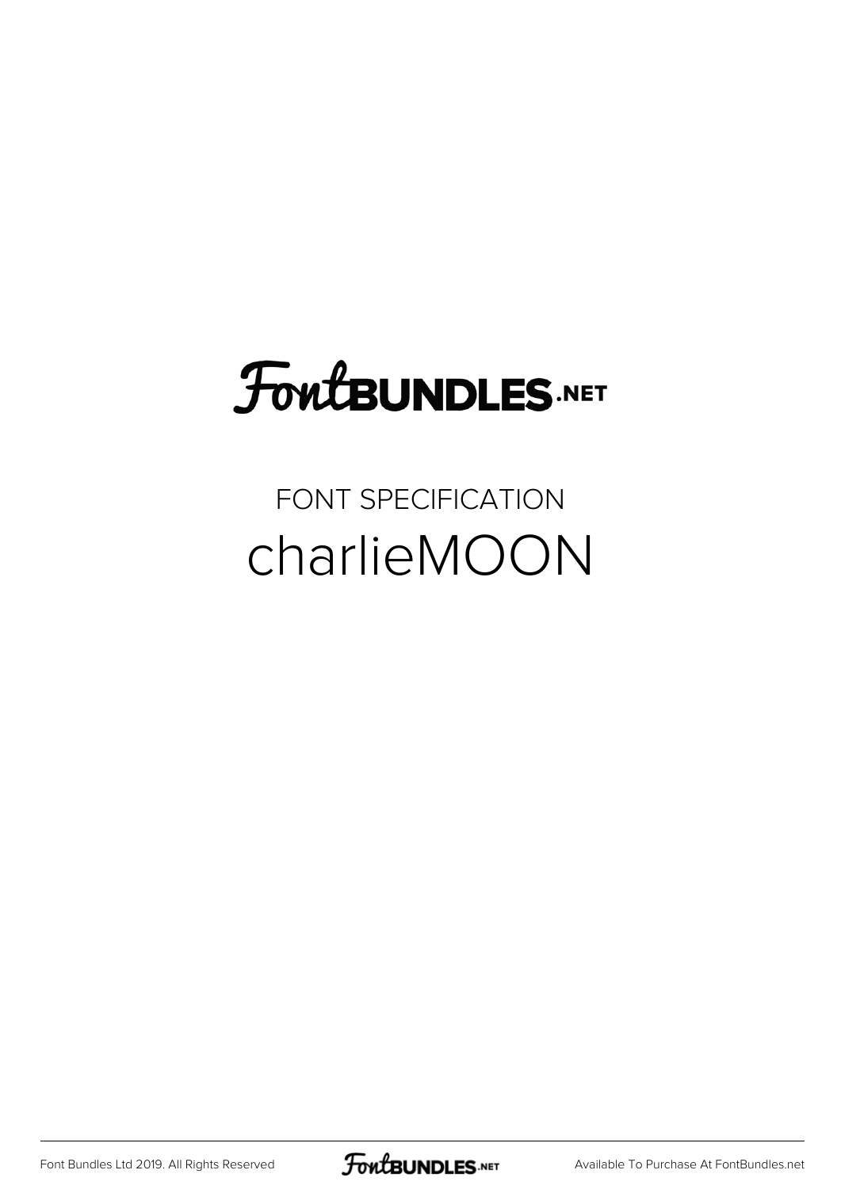FontBUNDLES.NET

FONT SPECIFICATION

# charlieMOON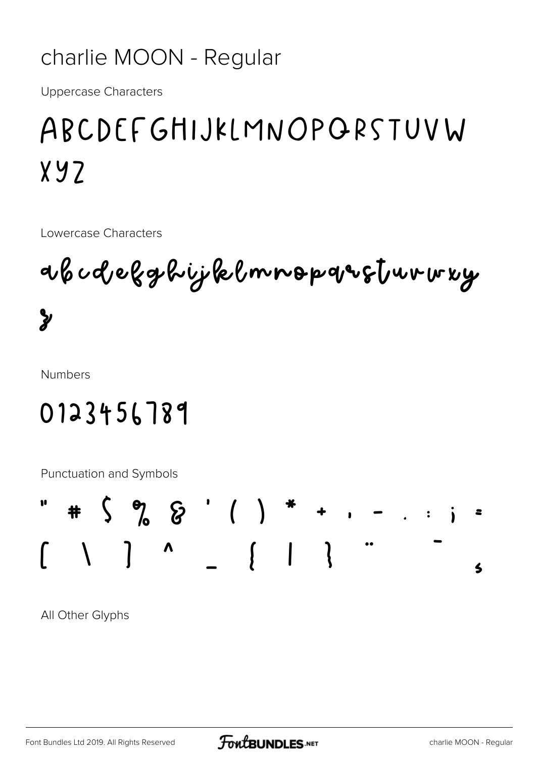# charlie MOON - Regular

Uppercase Characters

ABCDEFGHIJKLMNOPQRSTUVW XYZ

Lowercase Characters

abcdefghijklmnopqrstuvwxy z

Numbers

0123456789

Punctuation and Symbols

" # $ % & ' ( ) * + , - . : ; = [ \ ] ^ _ { | } ¨ ¯ ¸

All Other Glyphs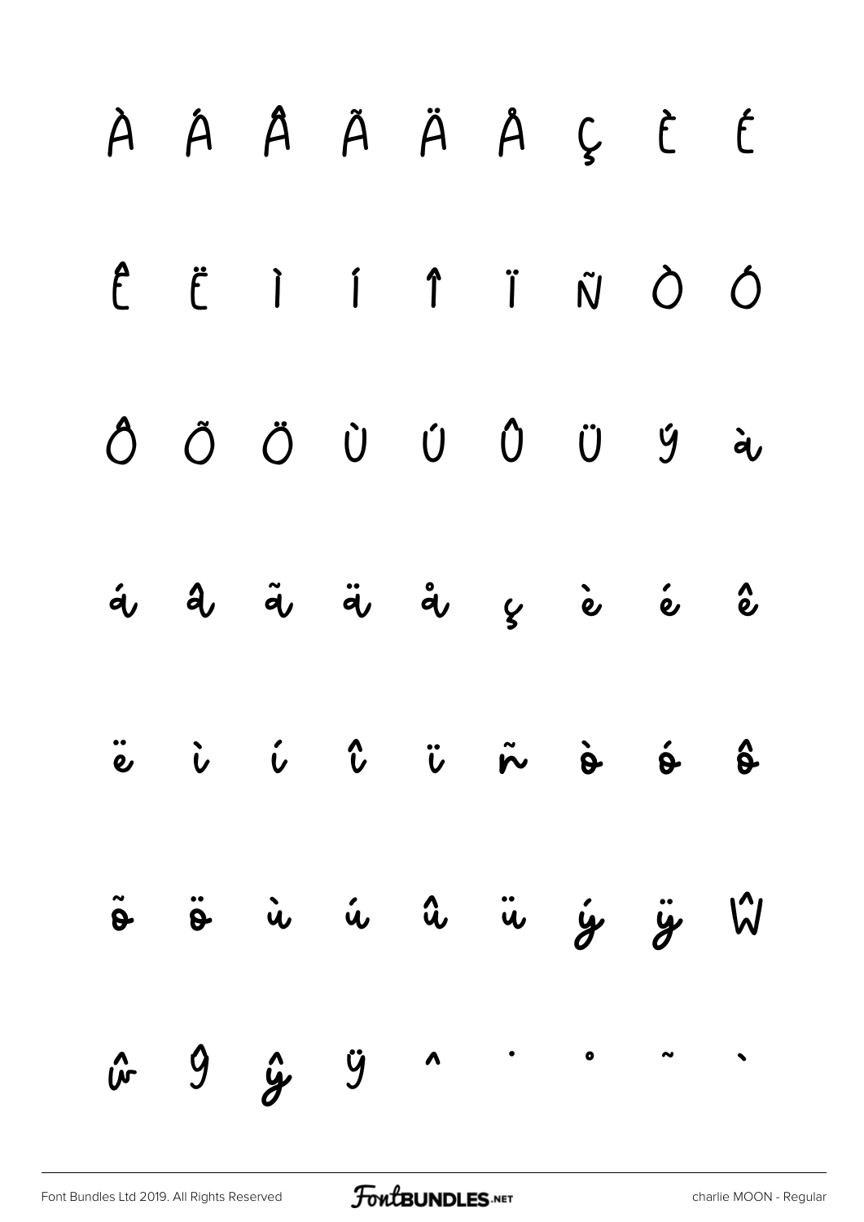À Á Â Ã Ä Å Ç È É

Ê Ë Ì Í Î Ï Ñ Ò Ó

Ô Õ Ö Ù Ú Û Ü Ý à

á â ã ä å ç è é ê

ë ì í î ï ñ ò ó ô

õ ö ù ú û ü ý ÿ Ŵ

ŵ Ŷ ŷ Ÿ ˆ ˙ ˚ ˜ ˋ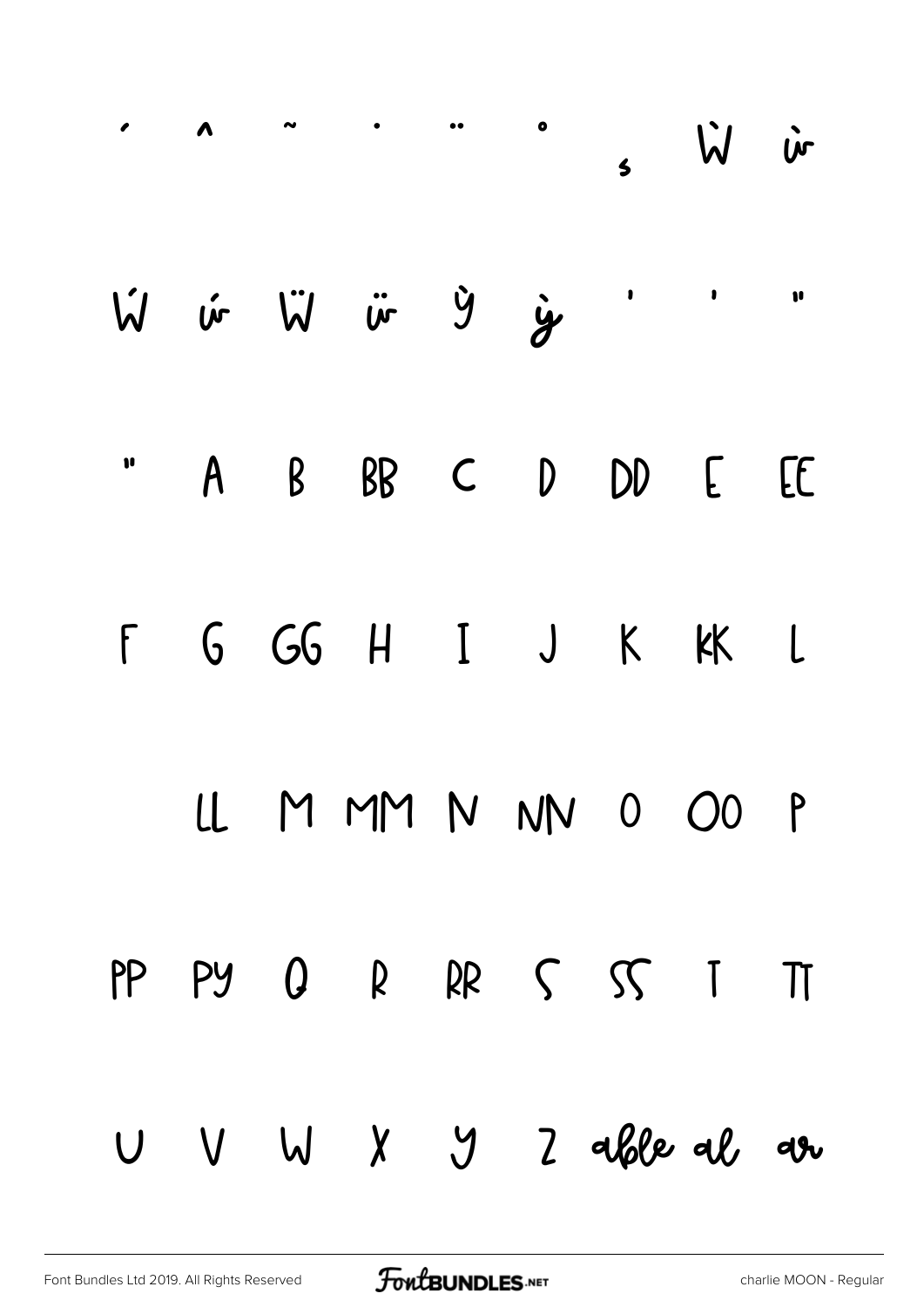´ ˆ ˜ ˙ ¨ ˚ ¸ Ẁ ẁ

Ẃ ẃ Ẅ ẅ Ỳ ỳ ' ' "

" A B BB C D DD E EE

F G GG H I J K KK L

LL M MM N NN O OO P

PP PY Q R RR S SS T TT

U V W X Y Z able al ar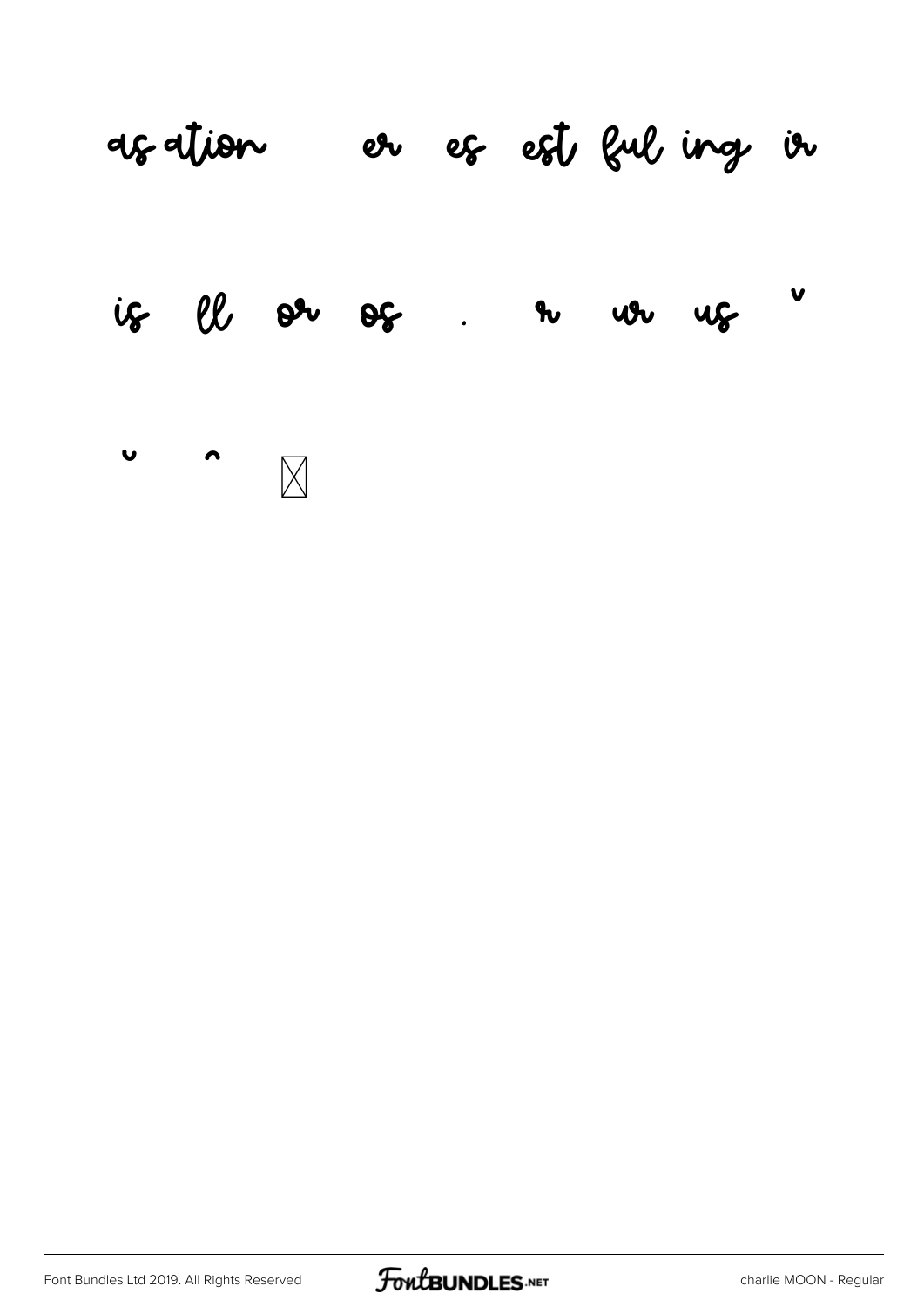as ation er es est ful ing ir

is ll or os . r ur us ˇ

˘ ˆ ⊠